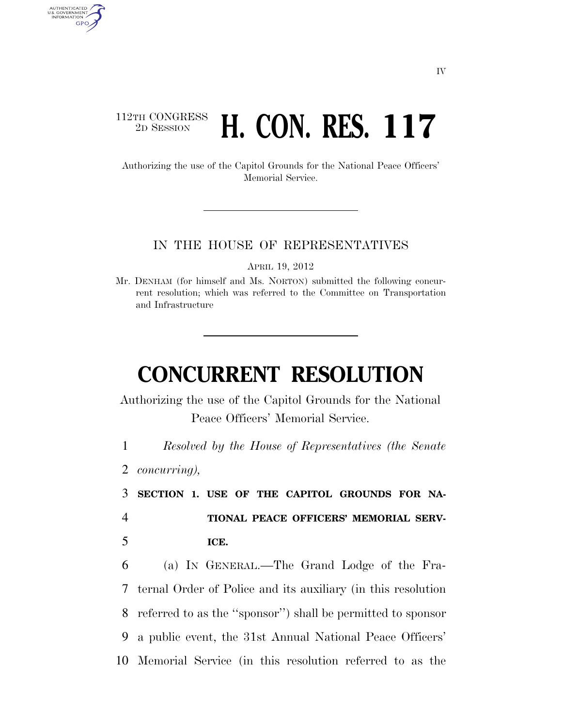IV

112TH CONGRESS
2D SESSION

# H. CON. RES. 117

Authorizing the use of the Capitol Grounds for the National Peace Officers' Memorial Service.

IN THE HOUSE OF REPRESENTATIVES

APRIL 19, 2012

Mr. DENHAM (for himself and Ms. NORTON) submitted the following concurrent resolution; which was referred to the Committee on Transportation and Infrastructure

# CONCURRENT RESOLUTION

Authorizing the use of the Capitol Grounds for the National Peace Officers' Memorial Service.

1 *Resolved by the House of Representatives (the Senate*
2 *concurring),*

3 **SECTION 1. USE OF THE CAPITOL GROUNDS FOR NA-**
4 **TIONAL PEACE OFFICERS' MEMORIAL SERV-**
5 **ICE.**

6 (a) IN GENERAL.—The Grand Lodge of the Fra-
7 ternal Order of Police and its auxiliary (in this resolution
8 referred to as the ''sponsor'') shall be permitted to sponsor
9 a public event, the 31st Annual National Peace Officers'
10 Memorial Service (in this resolution referred to as the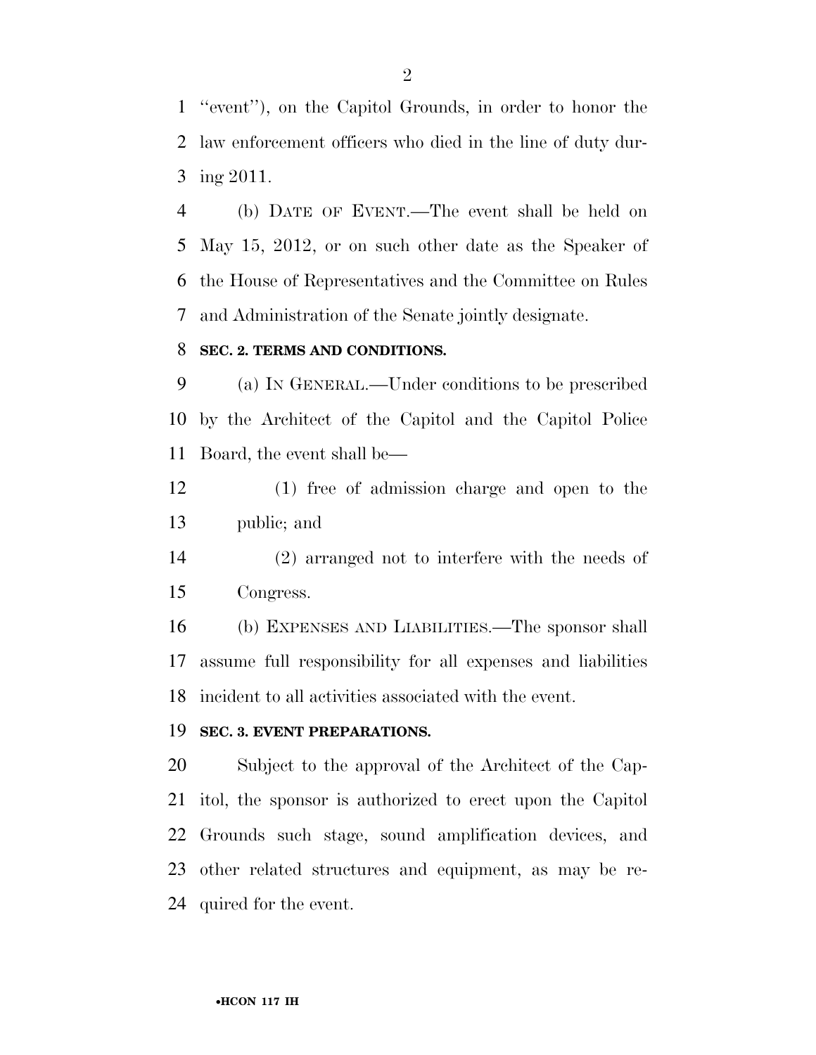"event"), on the Capitol Grounds, in order to honor the law enforcement officers who died in the line of duty during 2011.

(b) DATE OF EVENT.—The event shall be held on May 15, 2012, or on such other date as the Speaker of the House of Representatives and the Committee on Rules and Administration of the Senate jointly designate.

**SEC. 2. TERMS AND CONDITIONS.**

(a) IN GENERAL.—Under conditions to be prescribed by the Architect of the Capitol and the Capitol Police Board, the event shall be—

(1) free of admission charge and open to the public; and

(2) arranged not to interfere with the needs of Congress.

(b) EXPENSES AND LIABILITIES.—The sponsor shall assume full responsibility for all expenses and liabilities incident to all activities associated with the event.

**SEC. 3. EVENT PREPARATIONS.**

Subject to the approval of the Architect of the Capitol, the sponsor is authorized to erect upon the Capitol Grounds such stage, sound amplification devices, and other related structures and equipment, as may be required for the event.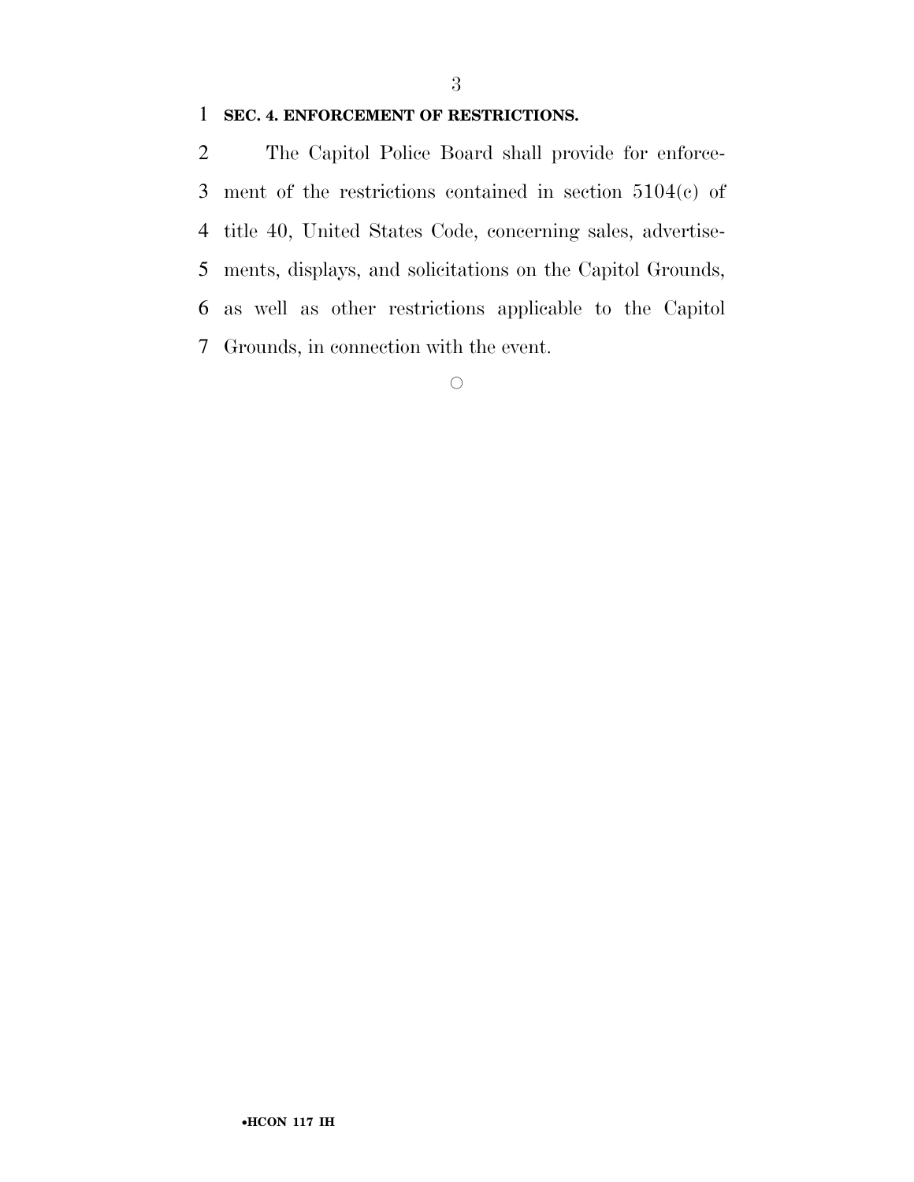**SEC. 4. ENFORCEMENT OF RESTRICTIONS.**

The Capitol Police Board shall provide for enforcement of the restrictions contained in section 5104(c) of title 40, United States Code, concerning sales, advertisements, displays, and solicitations on the Capitol Grounds, as well as other restrictions applicable to the Capitol Grounds, in connection with the event.